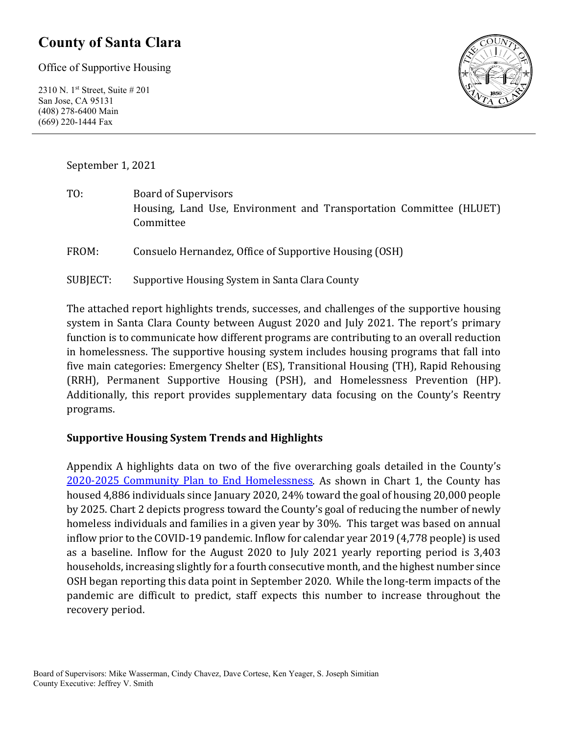# County of Santa Clara

Office of Supportive Housing

2310 N. 1st Street, Suite # 201
San Jose, CA 95131
(408) 278-6400 Main
(669) 220-1444 Fax

September 1, 2021

TO: Board of Supervisors
Housing, Land Use, Environment and Transportation Committee (HLUET) Committee

FROM: Consuelo Hernandez, Office of Supportive Housing (OSH)

SUBJECT: Supportive Housing System in Santa Clara County

The attached report highlights trends, successes, and challenges of the supportive housing system in Santa Clara County between August 2020 and July 2021. The report's primary function is to communicate how different programs are contributing to an overall reduction in homelessness. The supportive housing system includes housing programs that fall into five main categories: Emergency Shelter (ES), Transitional Housing (TH), Rapid Rehousing (RRH), Permanent Supportive Housing (PSH), and Homelessness Prevention (HP). Additionally, this report provides supplementary data focusing on the County's Reentry programs.

## Supportive Housing System Trends and Highlights

Appendix A highlights data on two of the five overarching goals detailed in the County's 2020-2025 Community Plan to End Homelessness. As shown in Chart 1, the County has housed 4,886 individuals since January 2020, 24% toward the goal of housing 20,000 people by 2025. Chart 2 depicts progress toward the County's goal of reducing the number of newly homeless individuals and families in a given year by 30%. This target was based on annual inflow prior to the COVID-19 pandemic. Inflow for calendar year 2019 (4,778 people) is used as a baseline. Inflow for the August 2020 to July 2021 yearly reporting period is 3,403 households, increasing slightly for a fourth consecutive month, and the highest number since OSH began reporting this data point in September 2020. While the long-term impacts of the pandemic are difficult to predict, staff expects this number to increase throughout the recovery period.

Board of Supervisors: Mike Wasserman, Cindy Chavez, Dave Cortese, Ken Yeager, S. Joseph Simitian
County Executive: Jeffrey V. Smith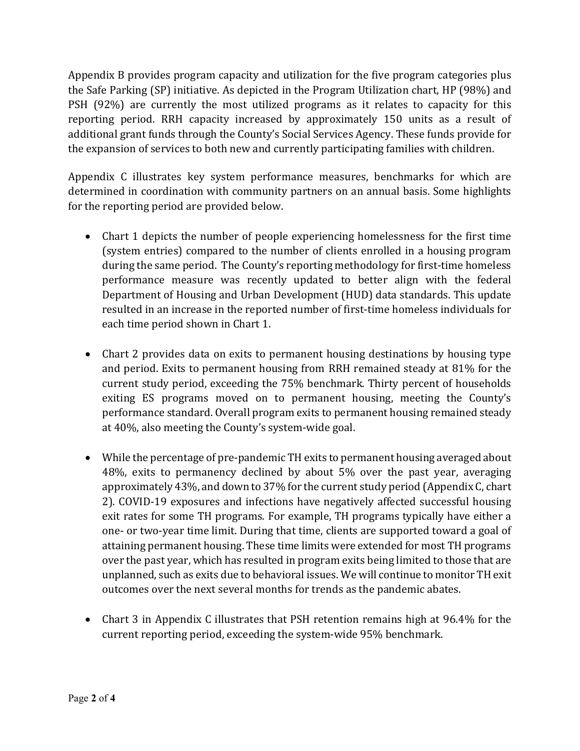Appendix B provides program capacity and utilization for the five program categories plus the Safe Parking (SP) initiative. As depicted in the Program Utilization chart, HP (98%) and PSH (92%) are currently the most utilized programs as it relates to capacity for this reporting period. RRH capacity increased by approximately 150 units as a result of additional grant funds through the County's Social Services Agency. These funds provide for the expansion of services to both new and currently participating families with children.

Appendix C illustrates key system performance measures, benchmarks for which are determined in coordination with community partners on an annual basis. Some highlights for the reporting period are provided below.

- Chart 1 depicts the number of people experiencing homelessness for the first time (system entries) compared to the number of clients enrolled in a housing program during the same period. The County's reporting methodology for first-time homeless performance measure was recently updated to better align with the federal Department of Housing and Urban Development (HUD) data standards. This update resulted in an increase in the reported number of first-time homeless individuals for each time period shown in Chart 1.

- Chart 2 provides data on exits to permanent housing destinations by housing type and period. Exits to permanent housing from RRH remained steady at 81% for the current study period, exceeding the 75% benchmark. Thirty percent of households exiting ES programs moved on to permanent housing, meeting the County's performance standard. Overall program exits to permanent housing remained steady at 40%, also meeting the County's system-wide goal.

- While the percentage of pre-pandemic TH exits to permanent housing averaged about 48%, exits to permanency declined by about 5% over the past year, averaging approximately 43%, and down to 37% for the current study period (Appendix C, chart 2). COVID-19 exposures and infections have negatively affected successful housing exit rates for some TH programs. For example, TH programs typically have either a one- or two-year time limit. During that time, clients are supported toward a goal of attaining permanent housing. These time limits were extended for most TH programs over the past year, which has resulted in program exits being limited to those that are unplanned, such as exits due to behavioral issues. We will continue to monitor TH exit outcomes over the next several months for trends as the pandemic abates.

- Chart 3 in Appendix C illustrates that PSH retention remains high at 96.4% for the current reporting period, exceeding the system-wide 95% benchmark.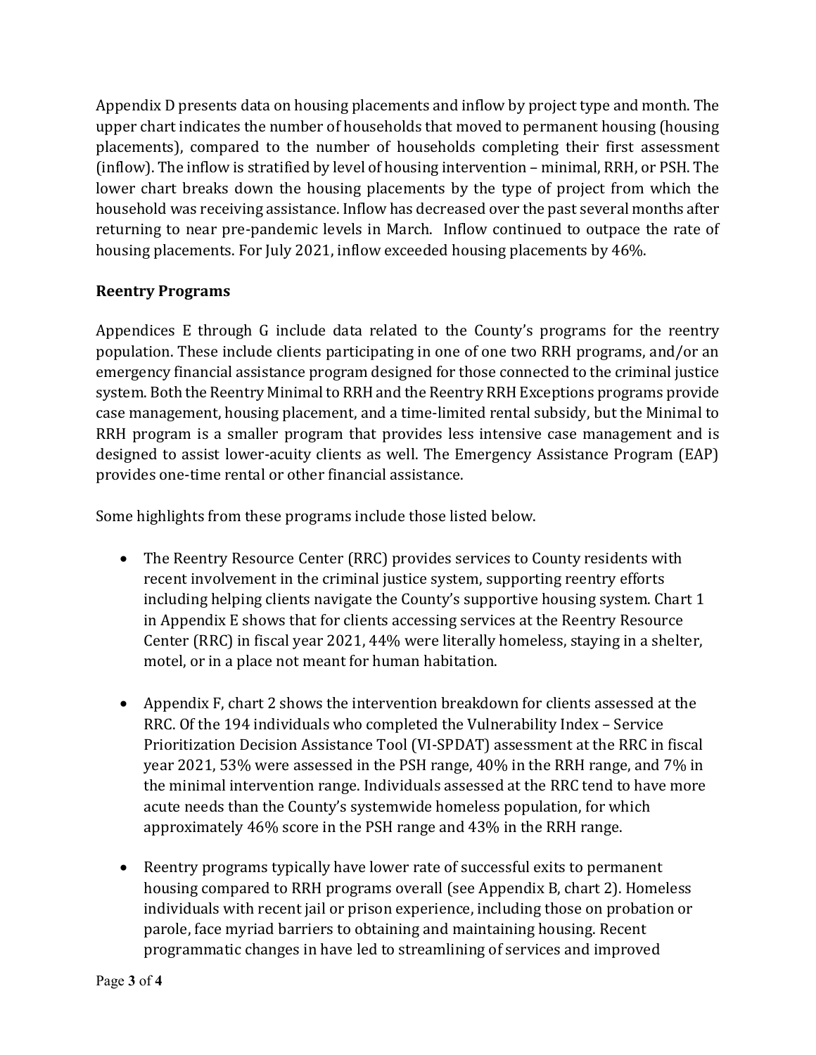Appendix D presents data on housing placements and inflow by project type and month. The upper chart indicates the number of households that moved to permanent housing (housing placements), compared to the number of households completing their first assessment (inflow). The inflow is stratified by level of housing intervention – minimal, RRH, or PSH. The lower chart breaks down the housing placements by the type of project from which the household was receiving assistance. Inflow has decreased over the past several months after returning to near pre-pandemic levels in March. Inflow continued to outpace the rate of housing placements. For July 2021, inflow exceeded housing placements by 46%.

**Reentry Programs**

Appendices E through G include data related to the County's programs for the reentry population. These include clients participating in one of one two RRH programs, and/or an emergency financial assistance program designed for those connected to the criminal justice system. Both the Reentry Minimal to RRH and the Reentry RRH Exceptions programs provide case management, housing placement, and a time-limited rental subsidy, but the Minimal to RRH program is a smaller program that provides less intensive case management and is designed to assist lower-acuity clients as well. The Emergency Assistance Program (EAP) provides one-time rental or other financial assistance.

Some highlights from these programs include those listed below.

- The Reentry Resource Center (RRC) provides services to County residents with recent involvement in the criminal justice system, supporting reentry efforts including helping clients navigate the County's supportive housing system. Chart 1 in Appendix E shows that for clients accessing services at the Reentry Resource Center (RRC) in fiscal year 2021, 44% were literally homeless, staying in a shelter, motel, or in a place not meant for human habitation.

- Appendix F, chart 2 shows the intervention breakdown for clients assessed at the RRC. Of the 194 individuals who completed the Vulnerability Index – Service Prioritization Decision Assistance Tool (VI-SPDAT) assessment at the RRC in fiscal year 2021, 53% were assessed in the PSH range, 40% in the RRH range, and 7% in the minimal intervention range. Individuals assessed at the RRC tend to have more acute needs than the County's systemwide homeless population, for which approximately 46% score in the PSH range and 43% in the RRH range.

- Reentry programs typically have lower rate of successful exits to permanent housing compared to RRH programs overall (see Appendix B, chart 2). Homeless individuals with recent jail or prison experience, including those on probation or parole, face myriad barriers to obtaining and maintaining housing. Recent programmatic changes in have led to streamlining of services and improved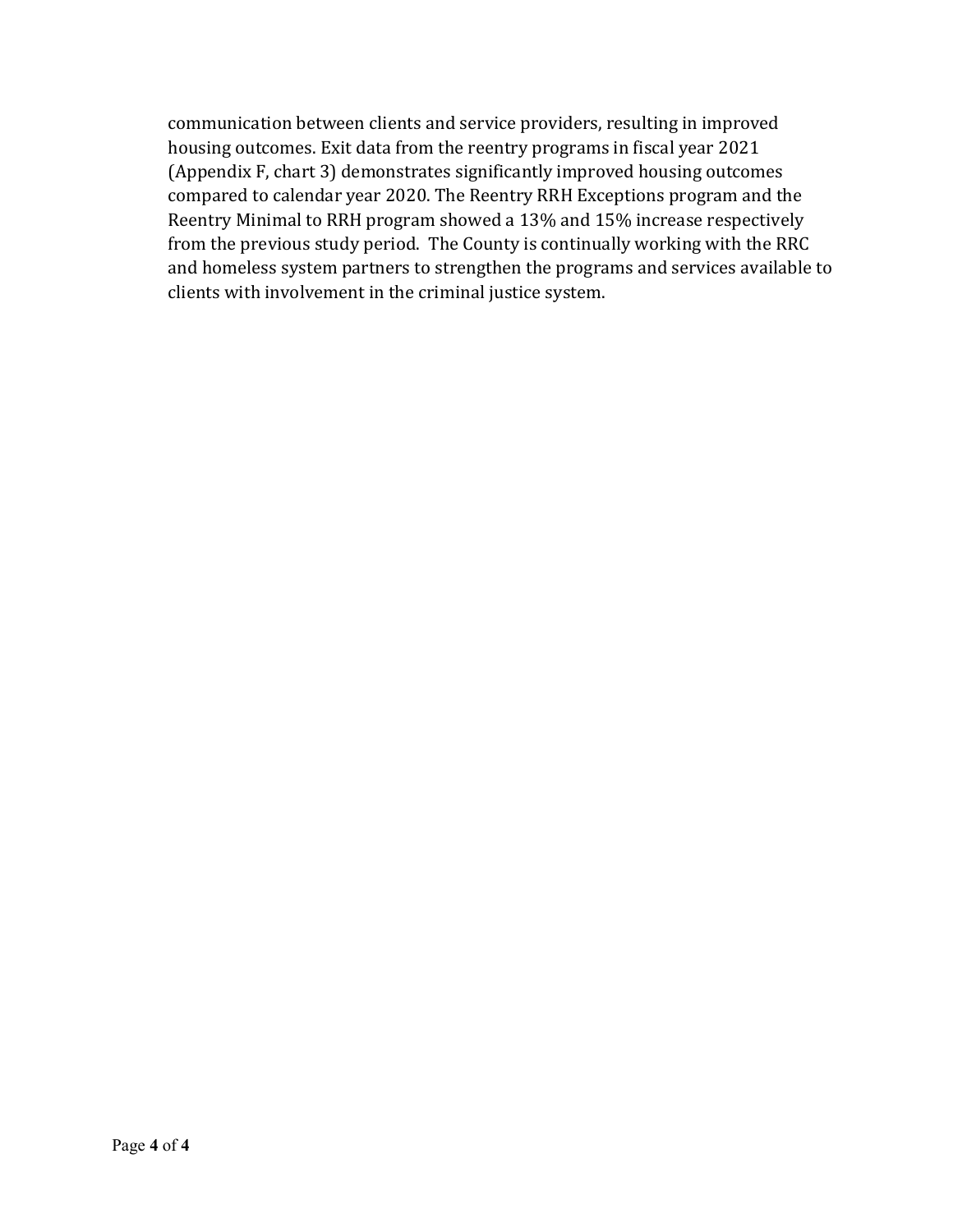communication between clients and service providers, resulting in improved housing outcomes. Exit data from the reentry programs in fiscal year 2021 (Appendix F, chart 3) demonstrates significantly improved housing outcomes compared to calendar year 2020. The Reentry RRH Exceptions program and the Reentry Minimal to RRH program showed a 13% and 15% increase respectively from the previous study period. The County is continually working with the RRC and homeless system partners to strengthen the programs and services available to clients with involvement in the criminal justice system.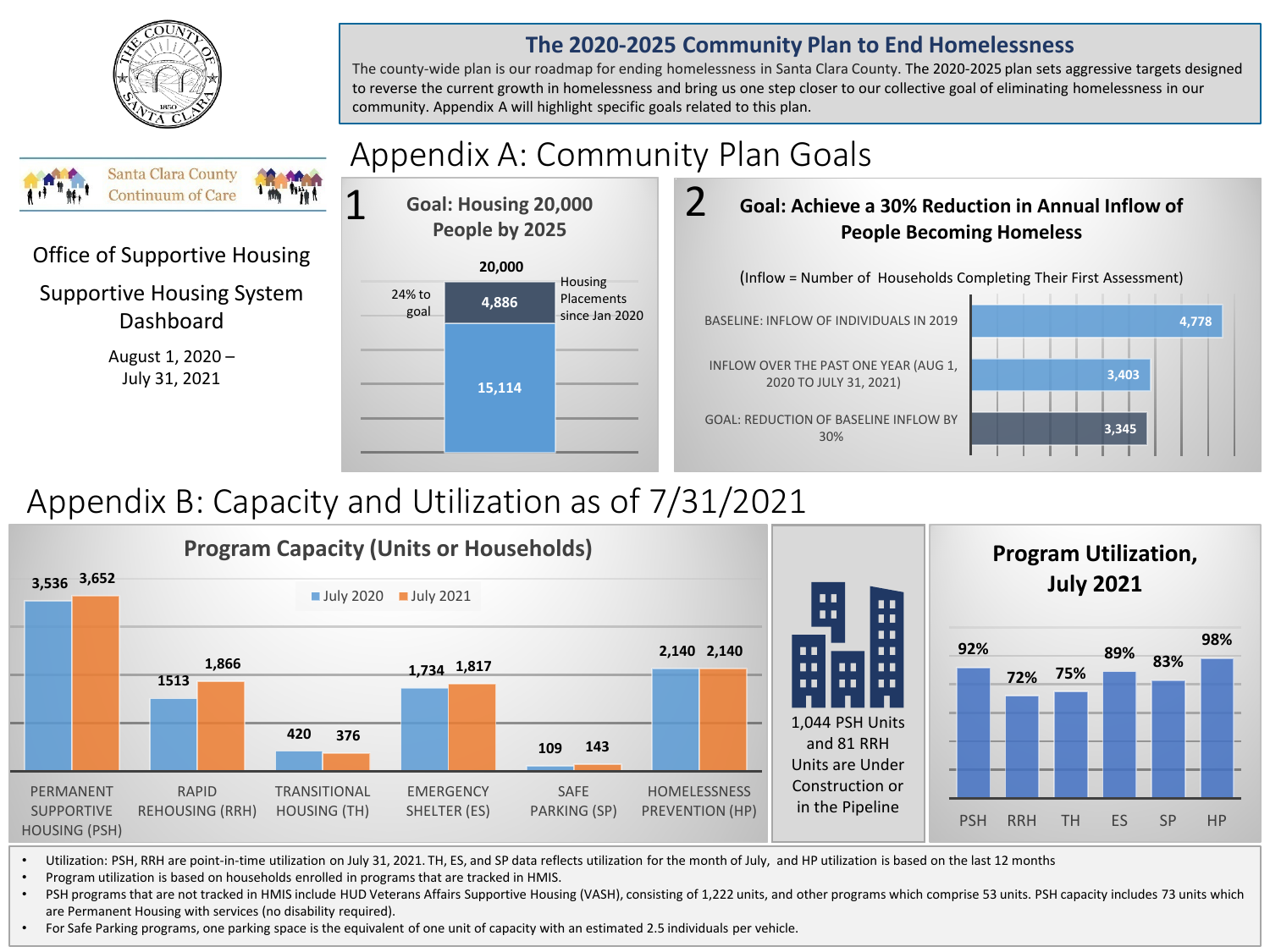Santa Clara County Continuum of Care

Office of Supportive Housing

Supportive Housing System Dashboard

August 1, 2020 – July 31, 2021

## The 2020-2025 Community Plan to End Homelessness

The county-wide plan is our roadmap for ending homelessness in Santa Clara County. The 2020-2025 plan sets aggressive targets designed to reverse the current growth in homelessness and bring us one step closer to our collective goal of eliminating homelessness in our community. Appendix A will highlight specific goals related to this plan.

# Appendix A: Community Plan Goals

### 1 Goal: Housing 20,000 People by 2025

| | Value |
|---|---|
| Goal | 20,000 |
| Housing Placements since Jan 2020 (24% to goal) | 4,886 |
| Remaining | 15,114 |

### 2 Goal: Achieve a 30% Reduction in Annual Inflow of People Becoming Homeless

(Inflow = Number of Households Completing Their First Assessment)

| | Inflow |
|---|---|
| Baseline: Inflow of Individuals in 2019 | 4,778 |
| Inflow Over the Past One Year (Aug 1, 2020 to July 31, 2021) | 3,403 |
| Goal: Reduction of Baseline Inflow by 30% | 3,345 |

# Appendix B: Capacity and Utilization as of 7/31/2021

### Program Capacity (Units or Households)

| Program | July 2020 | July 2021 |
|---|---|---|
| Permanent Supportive Housing (PSH) | 3,536 | 3,652 |
| Rapid Rehousing (RRH) | 1513 | 1,866 |
| Transitional Housing (TH) | 420 | 376 |
| Emergency Shelter (ES) | 1,734 | 1,817 |
| Safe Parking (SP) | 109 | 143 |
| Homelessness Prevention (HP) | 2,140 | 2,140 |

1,044 PSH Units and 81 RRH Units are Under Construction or in the Pipeline

### Program Utilization, July 2021

| PSH | RRH | TH | ES | SP | HP |
|---|---|---|---|---|---|
| 92% | 72% | 75% | 89% | 83% | 98% |

- Utilization: PSH, RRH are point-in-time utilization on July 31, 2021. TH, ES, and SP data reflects utilization for the month of July, and HP utilization is based on the last 12 months
- Program utilization is based on households enrolled in programs that are tracked in HMIS.
- PSH programs that are not tracked in HMIS include HUD Veterans Affairs Supportive Housing (VASH), consisting of 1,222 units, and other programs which comprise 53 units. PSH capacity includes 73 units which are Permanent Housing with services (no disability required).
- For Safe Parking programs, one parking space is the equivalent of one unit of capacity with an estimated 2.5 individuals per vehicle.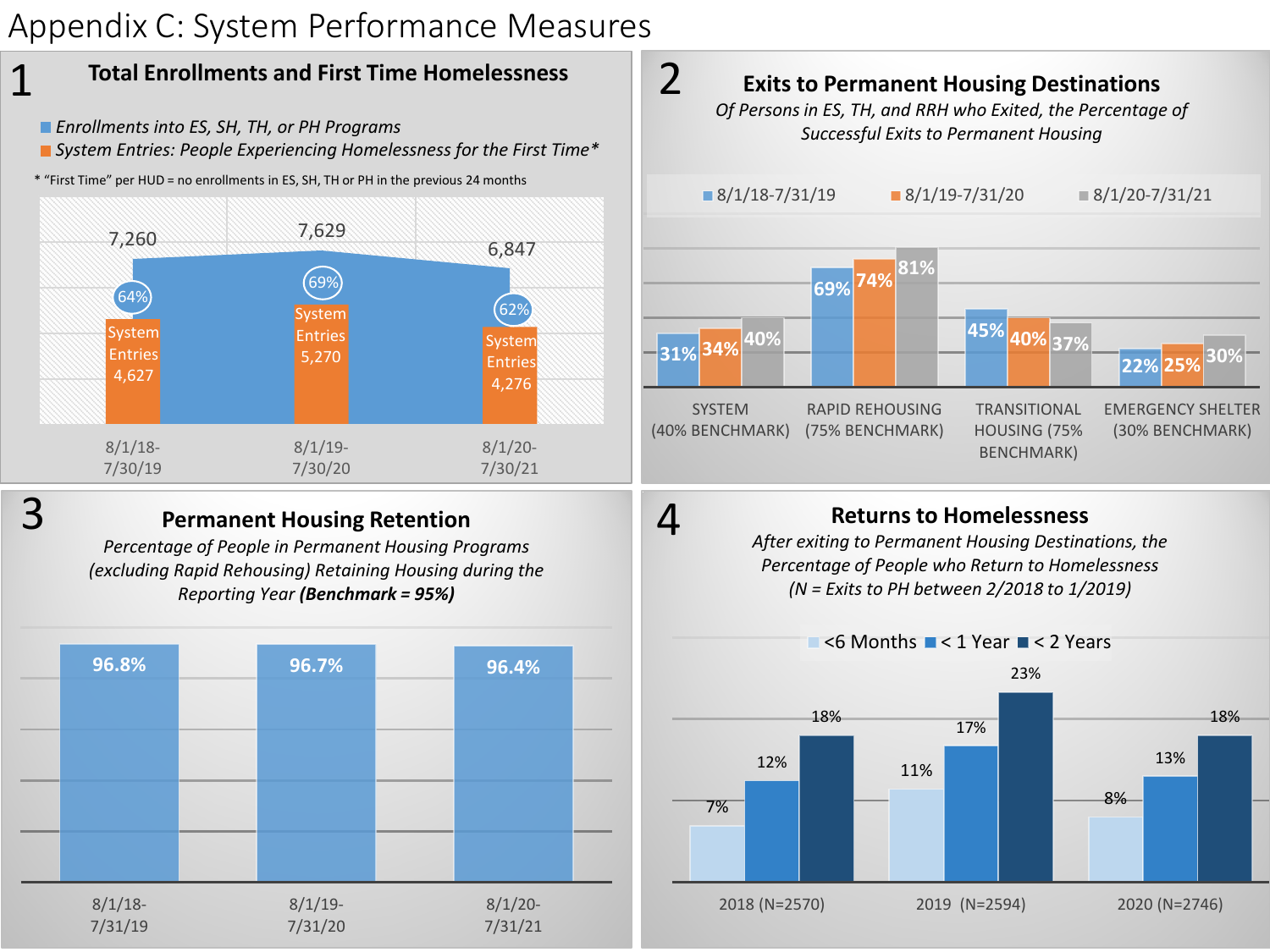# Appendix C: System Performance Measures

## 1 Total Enrollments and First Time Homelessness

- *Enrollments into ES, SH, TH, or PH Programs*
- *System Entries: People Experiencing Homelessness for the First Time\**

\* "First Time" per HUD = no enrollments in ES, SH, TH or PH in the previous 24 months

| Period | Enrollments into ES, SH, TH, or PH Programs | System Entries | % |
|---|---|---|---|
| 8/1/18-7/30/19 | 7,260 | 4,627 | 64% |
| 8/1/19-7/30/20 | 7,629 | 5,270 | 69% |
| 8/1/20-7/30/21 | 6,847 | 4,276 | 62% |

## 2 Exits to Permanent Housing Destinations

*Of Persons in ES, TH, and RRH who Exited, the Percentage of Successful Exits to Permanent Housing*

| | 8/1/18-7/31/19 | 8/1/19-7/31/20 | 8/1/20-7/31/21 |
|---|---|---|---|
| SYSTEM (40% BENCHMARK) | 31% | 34% | 40% |
| RAPID REHOUSING (75% BENCHMARK) | 69% | 74% | 81% |
| TRANSITIONAL HOUSING (75% BENCHMARK) | 45% | 40% | 37% |
| EMERGENCY SHELTER (30% BENCHMARK) | 22% | 25% | 30% |

## 3 Permanent Housing Retention

*Percentage of People in Permanent Housing Programs (excluding Rapid Rehousing) Retaining Housing during the Reporting Year **(Benchmark = 95%)***

| Period | Retention |
|---|---|
| 8/1/18-7/31/19 | 96.8% |
| 8/1/19-7/31/20 | 96.7% |
| 8/1/20-7/31/21 | 96.4% |

## 4 Returns to Homelessness

*After exiting to Permanent Housing Destinations, the Percentage of People who Return to Homelessness (N = Exits to PH between 2/2018 to 1/2019)*

| | <6 Months | < 1 Year | < 2 Years |
|---|---|---|---|
| 2018 (N=2570) | 7% | 12% | 18% |
| 2019 (N=2594) | 11% | 17% | 23% |
| 2020 (N=2746) | 8% | 13% | 18% |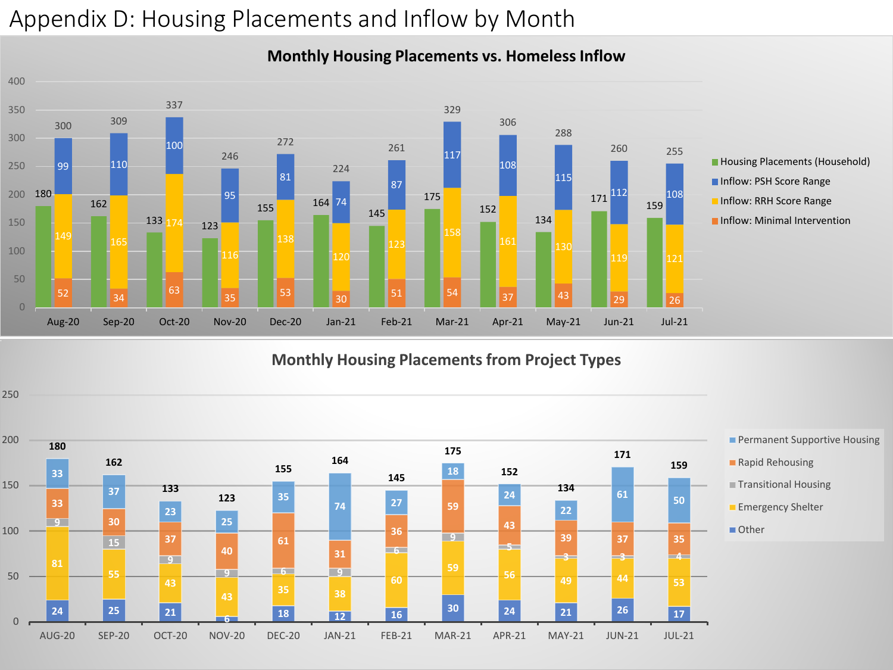# Appendix D: Housing Placements and Inflow by Month

**Monthly Housing Placements vs. Homeless Inflow**

| Month | Housing Placements (Household) | Inflow: PSH Score Range | Inflow: RRH Score Range | Inflow: Minimal Intervention | Total Inflow |
|---|---|---|---|---|---|
| Aug-20 | 180 | 99 | 149 | 52 | 300 |
| Sep-20 | 162 | 110 | 165 | 34 | 309 |
| Oct-20 | 133 | 100 | 174 | 63 | 337 |
| Nov-20 | 123 | 95 | 116 | 35 | 246 |
| Dec-20 | 155 | 81 | 138 | 53 | 272 |
| Jan-21 | 164 | 74 | 120 | 30 | 224 |
| Feb-21 | 145 | 87 | 123 | 51 | 261 |
| Mar-21 | 175 | 117 | 158 | 54 | 329 |
| Apr-21 | 152 | 108 | 161 | 37 | 306 |
| May-21 | 134 | 115 | 130 | 43 | 288 |
| Jun-21 | 171 | 112 | 119 | 29 | 260 |
| Jul-21 | 159 | 108 | 121 | 26 | 255 |

**Monthly Housing Placements from Project Types**

| Month | Permanent Supportive Housing | Rapid Rehousing | Transitional Housing | Emergency Shelter | Other | Total |
|---|---|---|---|---|---|---|
| AUG-20 | 33 | 33 | 9 | 81 | 24 | 180 |
| SEP-20 | 37 | 30 | 15 | 55 | 25 | 162 |
| OCT-20 | 23 | 37 | 9 | 43 | 21 | 133 |
| NOV-20 | 25 | 40 | 9 | 43 | 6 | 123 |
| DEC-20 | 35 | 61 | 6 | 35 | 18 | 155 |
| JAN-21 | 74 | 31 | 9 | 38 | 12 | 164 |
| FEB-21 | 27 | 36 | 6 | 60 | 16 | 145 |
| MAR-21 | 18 | 59 | 9 | 59 | 30 | 175 |
| APR-21 | 24 | 43 | 5 | 56 | 24 | 152 |
| MAY-21 | 22 | 39 | 3 | 49 | 21 | 134 |
| JUN-21 | 61 | 37 | 3 | 44 | 26 | 171 |
| JUL-21 | 50 | 35 | 4 | 53 | 17 | 159 |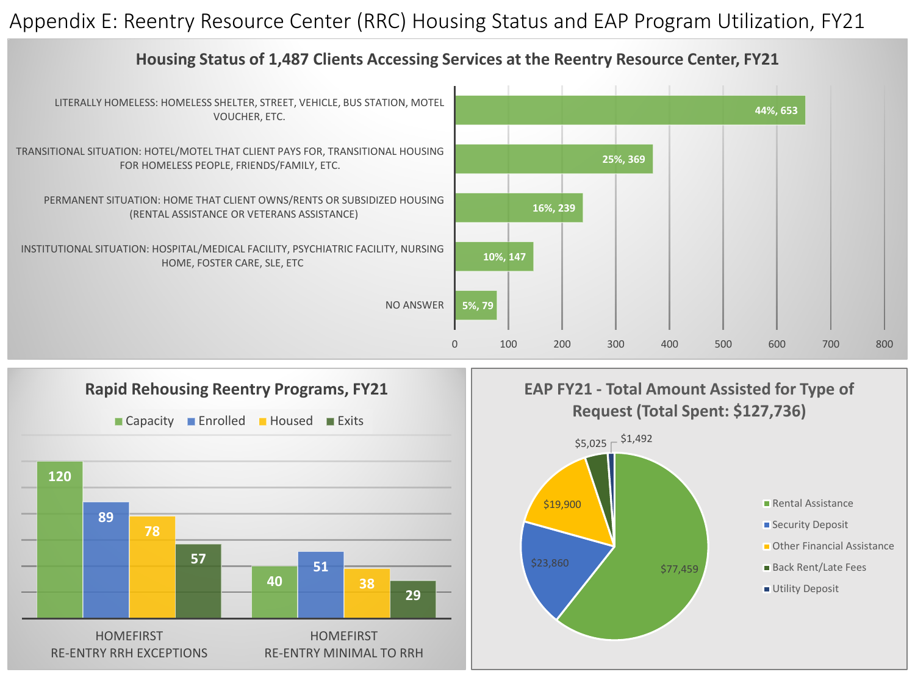# Appendix E: Reentry Resource Center (RRC) Housing Status and EAP Program Utilization, FY21

## Housing Status of 1,487 Clients Accessing Services at the Reentry Resource Center, FY21

| Housing Status | Percent, Count |
| --- | --- |
| LITERALLY HOMELESS: HOMELESS SHELTER, STREET, VEHICLE, BUS STATION, MOTEL VOUCHER, ETC. | 44%, 653 |
| TRANSITIONAL SITUATION: HOTEL/MOTEL THAT CLIENT PAYS FOR, TRANSITIONAL HOUSING FOR HOMELESS PEOPLE, FRIENDS/FAMILY, ETC. | 25%, 369 |
| PERMANENT SITUATION: HOME THAT CLIENT OWNS/RENTS OR SUBSIDIZED HOUSING (RENTAL ASSISTANCE OR VETERANS ASSISTANCE) | 16%, 239 |
| INSTITUTIONAL SITUATION: HOSPITAL/MEDICAL FACILITY, PSYCHIATRIC FACILITY, NURSING HOME, FOSTER CARE, SLE, ETC | 10%, 147 |
| NO ANSWER | 5%, 79 |

## Rapid Rehousing Reentry Programs, FY21

| Program | Capacity | Enrolled | Housed | Exits |
| --- | --- | --- | --- | --- |
| HOMEFIRST RE-ENTRY RRH EXCEPTIONS | 120 | 89 | 78 | 57 |
| HOMEFIRST RE-ENTRY MINIMAL TO RRH | 40 | 51 | 38 | 29 |

## EAP FY21 - Total Amount Assisted for Type of Request (Total Spent: $127,736)

| Type of Request | Amount |
| --- | --- |
| Rental Assistance | $77,459 |
| Security Deposit | $23,860 |
| Other Financial Assistance | $19,900 |
| Back Rent/Late Fees | $5,025 |
| Utility Deposit | $1,492 |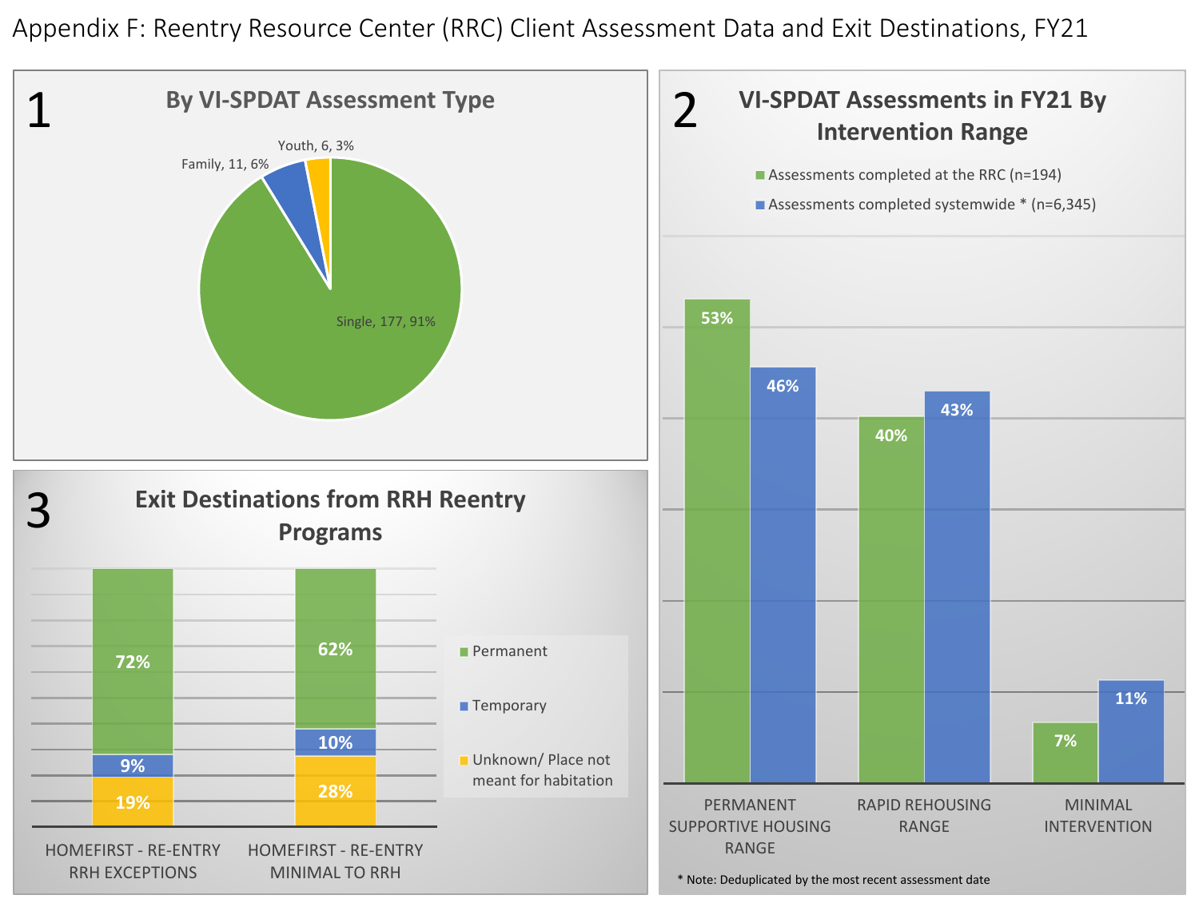# Appendix F: Reentry Resource Center (RRC) Client Assessment Data and Exit Destinations, FY21

## 1 By VI-SPDAT Assessment Type

| Assessment Type | Count | Percent |
|---|---|---|
| Single | 177 | 91% |
| Family | 11 | 6% |
| Youth | 6 | 3% |

## 2 VI-SPDAT Assessments in FY21 By Intervention Range

| Intervention Range | Assessments completed at the RRC (n=194) | Assessments completed systemwide * (n=6,345) |
|---|---|---|
| PERMANENT SUPPORTIVE HOUSING RANGE | 53% | 46% |
| RAPID REHOUSING RANGE | 40% | 43% |
| MINIMAL INTERVENTION | 7% | 11% |

* Note: Deduplicated by the most recent assessment date

## 3 Exit Destinations from RRH Reentry Programs

| Program | Permanent | Temporary | Unknown/ Place not meant for habitation |
|---|---|---|---|
| HOMEFIRST - RE-ENTRY RRH EXCEPTIONS | 72% | 9% | 19% |
| HOMEFIRST - RE-ENTRY MINIMAL TO RRH | 62% | 10% | 28% |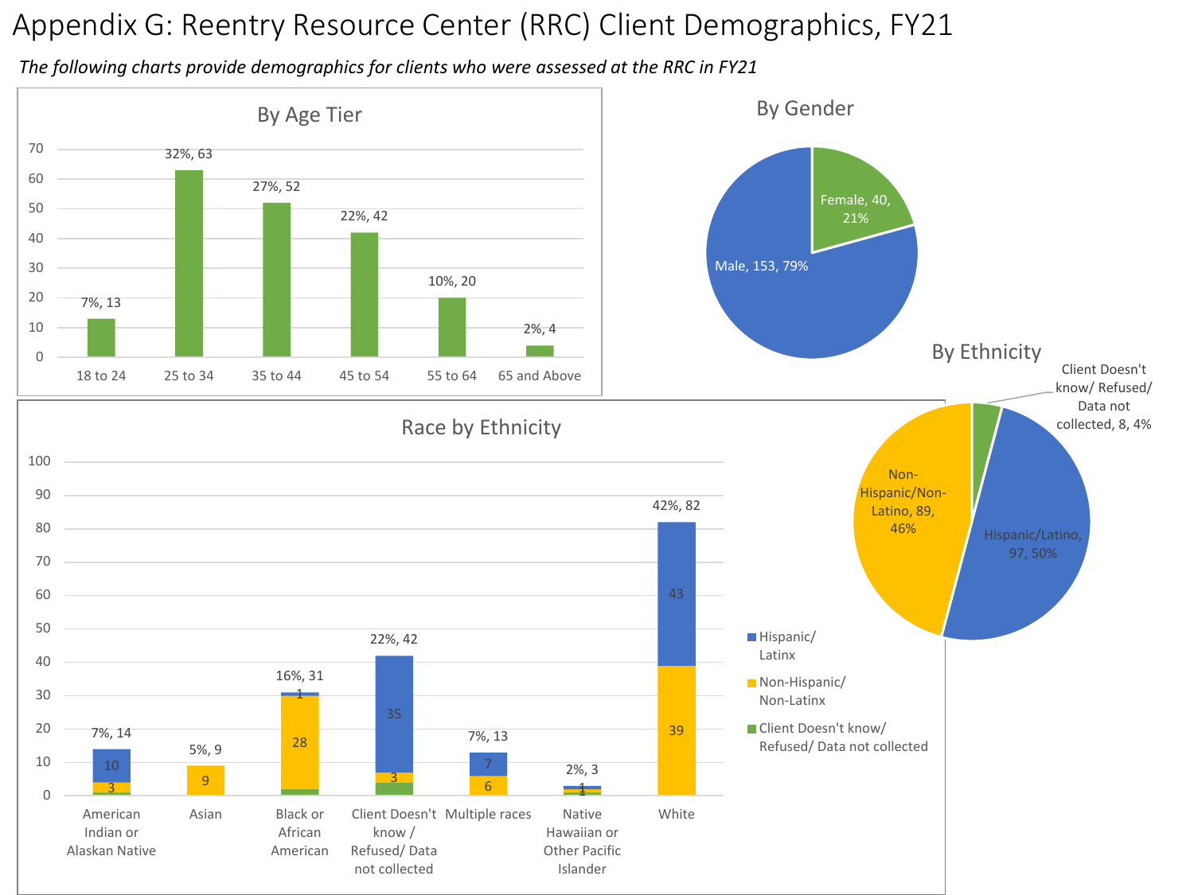# Appendix G: Reentry Resource Center (RRC) Client Demographics, FY21

*The following charts provide demographics for clients who were assessed at the RRC in FY21*

### By Age Tier

70
60
50
40
30
20
10
0

7%, 13
32%, 63
27%, 52
22%, 42
10%, 20
2%, 4

18 to 24
25 to 34
35 to 44
45 to 54
55 to 64
65 and Above

### By Gender

Female, 40, 21%
Male, 153, 79%

### By Ethnicity

Client Doesn't know/ Refused/ Data not collected, 8, 4%
Non-Hispanic/Non-Latino, 89, 46%
Hispanic/Latino, 97, 50%

### Race by Ethnicity

100
90
80
70
60
50
40
30
20
10
0

7%, 14
10
3

5%, 9
9

16%, 31
1
28

22%, 42
35
3

7%, 13
7
6

2%, 3
1
1

42%, 82
43
39

American Indian or Alaskan Native
Asian
Black or African American
Client Doesn't know / Refused/ Data not collected
Multiple races
Native Hawaiian or Other Pacific Islander
White

Hispanic/ Latinx
Non-Hispanic/ Non-Latinx
Client Doesn't know/ Refused/ Data not collected